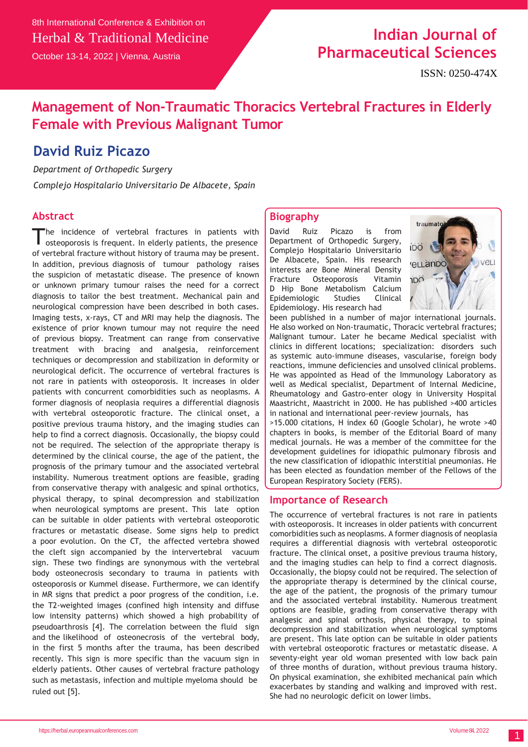8th International Conference & Exhibition on

Herbal & Traditional Medicine

October 13-14, 2022 | Vienna, Austria

Indian Journal of Pharmaceutical Sciences

ISSN: 0250-474X

# Management of Non-Traumatic Thoracics Vertebral Fractures in Elderly Female with Previous Malignant Tumor

## David Ruiz Picazo

*Department of Orthopedic Surgery*

*Complejo Hospitalario Universitario De Albacete, Spain*

## Abstract

The incidence of vertebral fractures in patients with osteoporosis is frequent. In elderly patients, the presence of vertebral fracture without history of trauma may be present. In addition, previous diagnosis of tumour pathology raises the suspicion of metastatic disease. The presence of known or unknown primary tumour raises the need for a correct diagnosis to tailor the best treatment. Mechanical pain and neurological compression have been described in both cases. Imaging tests, x-rays, CT and MRI may help the diagnosis. The existence of prior known tumour may not require the need of previous biopsy. Treatment can range from conservative treatment with bracing and analgesia, reinforcement techniques or decompression and stabilization in deformity or neurological deficit. The occurrence of vertebral fractures is not rare in patients with osteoporosis. It increases in older patients with concurrent comorbidities such as neoplasms. A former diagnosis of neoplasia requires a differential diagnosis with vertebral osteoporotic fracture. The clinical onset, a positive previous trauma history, and the imaging studies can help to find a correct diagnosis. Occasionally, the biopsy could not be required. The selection of the appropriate therapy is determined by the clinical course, the age of the patient, the prognosis of the primary tumour and the associated vertebral instability. Numerous treatment options are feasible, grading from conservative therapy with analgesic and spinal orthotics, physical therapy, to spinal decompression and stabilization when neurological symptoms are present. This late option can be suitable in older patients with vertebral osteoporotic fractures or metastatic disease. Some signs help to predict a poor evolution. On the CT, the affected vertebra showed the cleft sign accompanied by the intervertebral vacuum sign. These two findings are synonymous with the vertebral body osteonecrosis secondary to trauma in patients with osteoporosis or Kummel disease. Furthermore, we can identify in MR signs that predict a poor progress of the condition, i.e. the T2-weighted images (confined high intensity and diffuse low intensity patterns) which showed a high probability of pseudoarthrosis [4]. The correlation between the fluid sign and the likelihood of osteonecrosis of the vertebral body, in the first 5 months after the trauma, has been described recently. This sign is more specific than the vacuum sign in elderly patients. Other causes of vertebral fracture pathology such as metastasis, infection and multiple myeloma should be ruled out [5].

## Biography

David Ruiz Picazo is from Department of Orthopedic Surgery, Complejo Hospitalario Universitario De Albacete, Spain. His research interests are Bone Mineral Density Fracture Osteoporosis Vitamin D Hip Bone Metabolism Calcium Epidemiologic Studies Clinical Epidemiology. His research had been published in a number of major international journals. He also worked on Non-traumatic, Thoracic vertebral fractures; Malignant tumour. Later he became Medical specialist with clinics in different locations; specialization: disorders such as systemic auto-immune diseases, vascularise, foreign body reactions, immune deficiencies and unsolved clinical problems. He was appointed as Head of the Immunology Laboratory as well as Medical specialist, Department of Internal Medicine, Rheumatology and Gastro-enter ology in University Hospital Maastricht, Maastricht in 2000. He has published >400 articles in national and international peer-review journals, has >15.000 citations, H index 60 (Google Scholar), he wrote >40 chapters in books, is member of the Editorial Board of many medical journals. He was a member of the committee for the development guidelines for idiopathic pulmonary fibrosis and the new classification of idiopathic interstitial pneumonias. He has been elected as foundation member of the Fellows of the European Respiratory Society (FERS).

## Importance of Research

The occurrence of vertebral fractures is not rare in patients with osteoporosis. It increases in older patients with concurrent comorbidities such as neoplasms. A former diagnosis of neoplasia requires a differential diagnosis with vertebral osteoporotic fracture. The clinical onset, a positive previous trauma history, and the imaging studies can help to find a correct diagnosis. Occasionally, the biopsy could not be required. The selection of the appropriate therapy is determined by the clinical course, the age of the patient, the prognosis of the primary tumour and the associated vertebral instability. Numerous treatment options are feasible, grading from conservative therapy with analgesic and spinal orthosis, physical therapy, to spinal decompression and stabilization when neurological symptoms are present. This late option can be suitable in older patients with vertebral osteoporotic fractures or metastatic disease. A seventy-eight year old woman presented with low back pain of three months of duration, without previous trauma history. On physical examination, she exhibited mechanical pain which exacerbates by standing and walking and improved with rest. She had no neurologic deficit on lower limbs.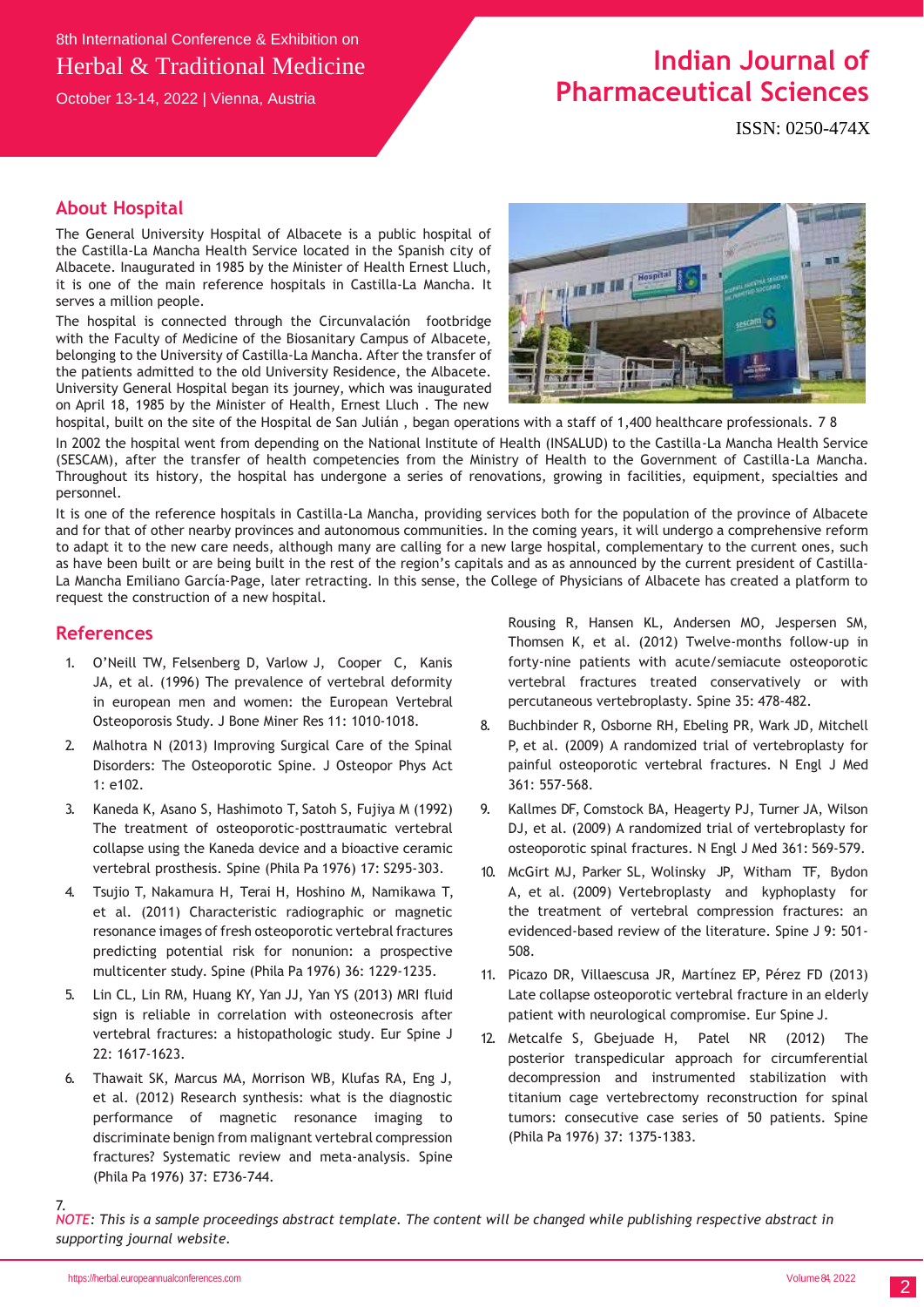## About Hospital

The General University Hospital of Albacete is a public hospital of the Castilla-La Mancha Health Service located in the Spanish city of Albacete. Inaugurated in 1985 by the Minister of Health Ernest Lluch, it is one of the main reference hospitals in Castilla-La Mancha. It serves a million people.

The hospital is connected through the Circunvalación footbridge with the Faculty of Medicine of the Biosanitary Campus of Albacete, belonging to the University of Castilla-La Mancha. After the transfer of the patients admitted to the old University Residence, the Albacete. University General Hospital began its journey, which was inaugurated on April 18, 1985 by the Minister of Health, Ernest Lluch . The new hospital, built on the site of the Hospital de San Julián , began operations with a staff of 1,400 healthcare professionals. 7 8

In 2002 the hospital went from depending on the National Institute of Health (INSALUD) to the Castilla-La Mancha Health Service (SESCAM), after the transfer of health competencies from the Ministry of Health to the Government of Castilla-La Mancha. Throughout its history, the hospital has undergone a series of renovations, growing in facilities, equipment, specialties and personnel.

It is one of the reference hospitals in Castilla-La Mancha, providing services both for the population of the province of Albacete and for that of other nearby provinces and autonomous communities. In the coming years, it will undergo a comprehensive reform to adapt it to the new care needs, although many are calling for a new large hospital, complementary to the current ones, such as have been built or are being built in the rest of the region's capitals and as as announced by the current president of Castilla-La Mancha Emiliano García-Page, later retracting. In this sense, the College of Physicians of Albacete has created a platform to request the construction of a new hospital.

## References

1. O'Neill TW, Felsenberg D, Varlow J, Cooper C, Kanis JA, et al. (1996) The prevalence of vertebral deformity in european men and women: the European Vertebral Osteoporosis Study. J Bone Miner Res 11: 1010-1018.
2. Malhotra N (2013) Improving Surgical Care of the Spinal Disorders: The Osteoporotic Spine. J Osteopor Phys Act 1: e102.
3. Kaneda K, Asano S, Hashimoto T, Satoh S, Fujiya M (1992) The treatment of osteoporotic-posttraumatic vertebral collapse using the Kaneda device and a bioactive ceramic vertebral prosthesis. Spine (Phila Pa 1976) 17: S295-303.
4. Tsujio T, Nakamura H, Terai H, Hoshino M, Namikawa T, et al. (2011) Characteristic radiographic or magnetic resonance images of fresh osteoporotic vertebral fractures predicting potential risk for nonunion: a prospective multicenter study. Spine (Phila Pa 1976) 36: 1229-1235.
5. Lin CL, Lin RM, Huang KY, Yan JJ, Yan YS (2013) MRI fluid sign is reliable in correlation with osteonecrosis after vertebral fractures: a histopathologic study. Eur Spine J 22: 1617-1623.
6. Thawait SK, Marcus MA, Morrison WB, Klufas RA, Eng J, et al. (2012) Research synthesis: what is the diagnostic performance of magnetic resonance imaging to discriminate benign from malignant vertebral compression fractures? Systematic review and meta-analysis. Spine (Phila Pa 1976) 37: E736-744.
7. Rousing R, Hansen KL, Andersen MO, Jespersen SM, Thomsen K, et al. (2012) Twelve-months follow-up in forty-nine patients with acute/semiacute osteoporotic vertebral fractures treated conservatively or with percutaneous vertebroplasty. Spine 35: 478-482.
8. Buchbinder R, Osborne RH, Ebeling PR, Wark JD, Mitchell P, et al. (2009) A randomized trial of vertebroplasty for painful osteoporotic vertebral fractures. N Engl J Med 361: 557-568.
9. Kallmes DF, Comstock BA, Heagerty PJ, Turner JA, Wilson DJ, et al. (2009) A randomized trial of vertebroplasty for osteoporotic spinal fractures. N Engl J Med 361: 569-579.
10. McGirt MJ, Parker SL, Wolinsky JP, Witham TF, Bydon A, et al. (2009) Vertebroplasty and kyphoplasty for the treatment of vertebral compression fractures: an evidenced-based review of the literature. Spine J 9: 501-508.
11. Picazo DR, Villaescusa JR, Martínez EP, Pérez FD (2013) Late collapse osteoporotic vertebral fracture in an elderly patient with neurological compromise. Eur Spine J.
12. Metcalfe S, Gbejuade H, Patel NR (2012) The posterior transpedicular approach for circumferential decompression and instrumented stabilization with titanium cage vertebrectomy reconstruction for spinal tumors: consecutive case series of 50 patients. Spine (Phila Pa 1976) 37: 1375-1383.

*NOTE: This is a sample proceedings abstract template. The content will be changed while publishing respective abstract in supporting journal website.*